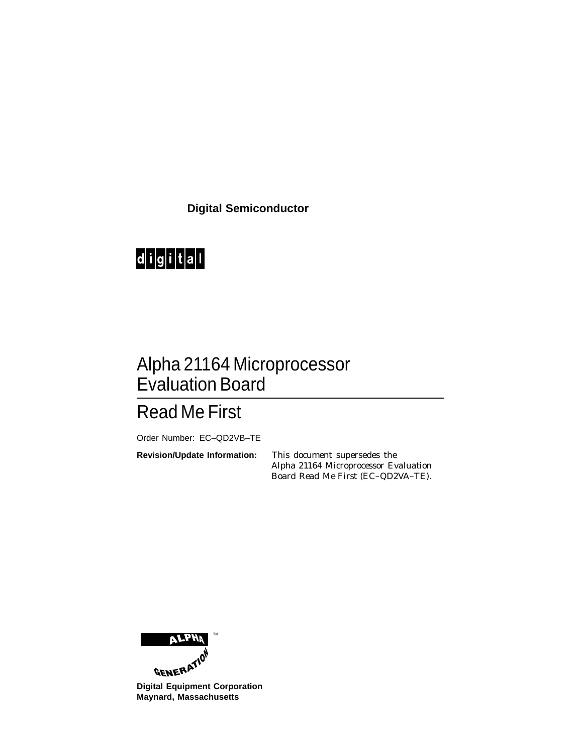**Digital Semiconductor**

digital

# Alpha 21164 Microprocessor Evaluation Board

## Read Me First

Order Number: EC–QD2VB–TE

**Revision/Update Information:** This document supersedes the *Alpha 21164 Microprocessor Evaluation Board Read Me First* (EC–QD2VA–TE).

ALPHA GENERATION™

**Digital Equipment Corporation**
**Maynard, Massachusetts**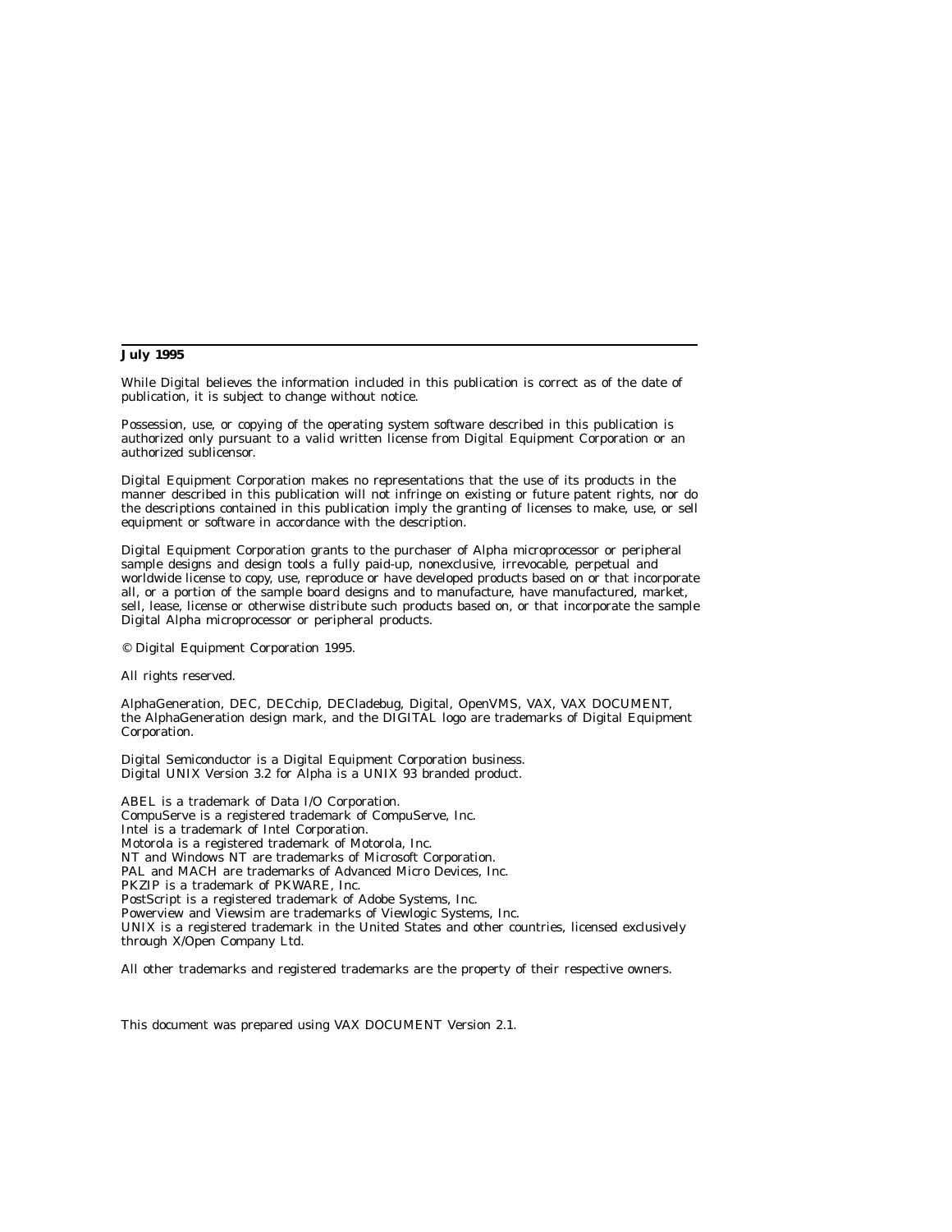**July 1995**

While Digital believes the information included in this publication is correct as of the date of publication, it is subject to change without notice.

Possession, use, or copying of the operating system software described in this publication is authorized only pursuant to a valid written license from Digital Equipment Corporation or an authorized sublicensor.

Digital Equipment Corporation makes no representations that the use of its products in the manner described in this publication will not infringe on existing or future patent rights, nor do the descriptions contained in this publication imply the granting of licenses to make, use, or sell equipment or software in accordance with the description.

Digital Equipment Corporation grants to the purchaser of Alpha microprocessor or peripheral sample designs and design tools a fully paid-up, nonexclusive, irrevocable, perpetual and worldwide license to copy, use, reproduce or have developed products based on or that incorporate all, or a portion of the sample board designs and to manufacture, have manufactured, market, sell, lease, license or otherwise distribute such products based on, or that incorporate the sample Digital Alpha microprocessor or peripheral products.

© Digital Equipment Corporation 1995.

All rights reserved.

AlphaGeneration, DEC, DECchip, DECladebug, Digital, OpenVMS, VAX, VAX DOCUMENT, the AlphaGeneration design mark, and the DIGITAL logo are trademarks of Digital Equipment Corporation.

Digital Semiconductor is a Digital Equipment Corporation business.
Digital UNIX Version 3.2 for Alpha is a UNIX 93 branded product.

ABEL is a trademark of Data I/O Corporation.
CompuServe is a registered trademark of CompuServe, Inc.
Intel is a trademark of Intel Corporation.
Motorola is a registered trademark of Motorola, Inc.
NT and Windows NT are trademarks of Microsoft Corporation.
PAL and MACH are trademarks of Advanced Micro Devices, Inc.
PKZIP is a trademark of PKWARE, Inc.
PostScript is a registered trademark of Adobe Systems, Inc.
Powerview and Viewsim are trademarks of Viewlogic Systems, Inc.
UNIX is a registered trademark in the United States and other countries, licensed exclusively through X/Open Company Ltd.

All other trademarks and registered trademarks are the property of their respective owners.

This document was prepared using VAX DOCUMENT Version 2.1.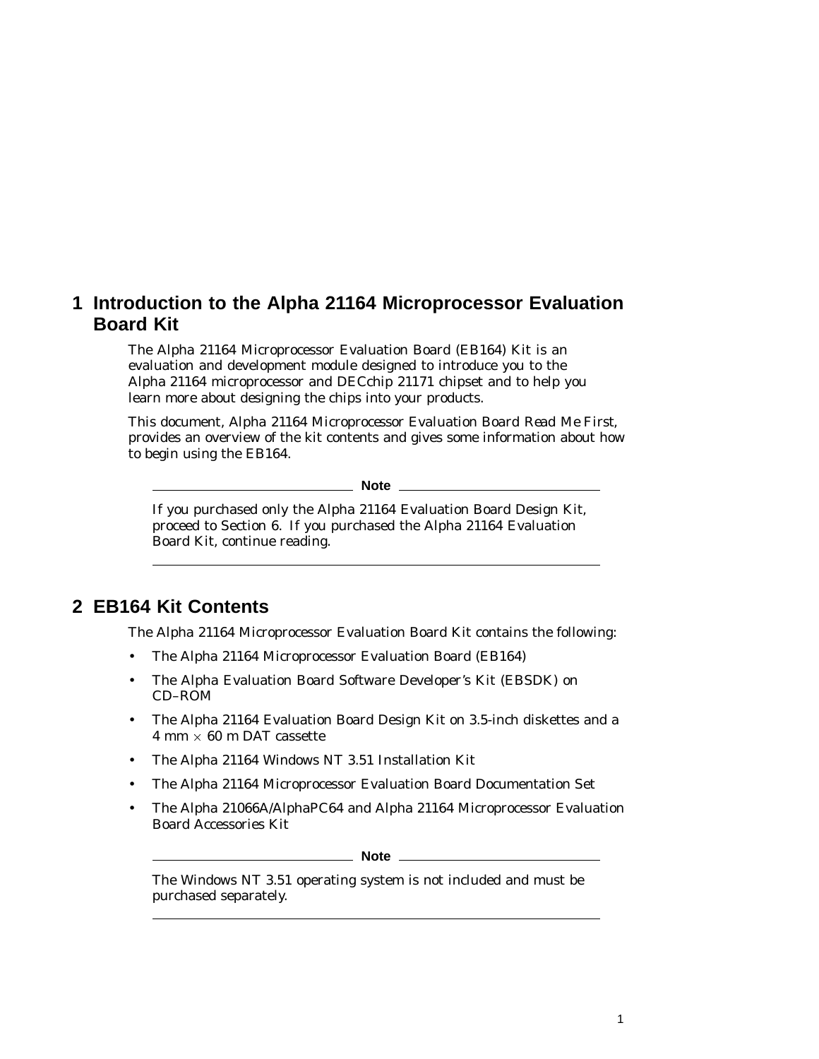# 1 Introduction to the Alpha 21164 Microprocessor Evaluation Board Kit

The Alpha 21164 Microprocessor Evaluation Board (EB164) Kit is an evaluation and development module designed to introduce you to the Alpha 21164 microprocessor and DECchip 21171 chipset and to help you learn more about designing the chips into your products.

This document, *Alpha 21164 Microprocessor Evaluation Board Read Me First*, provides an overview of the kit contents and gives some information about how to begin using the EB164.

**Note**

If you purchased only the Alpha 21164 Evaluation Board Design Kit, proceed to Section 6. If you purchased the Alpha 21164 Evaluation Board Kit, continue reading.

---

# 2 EB164 Kit Contents

The Alpha 21164 Microprocessor Evaluation Board Kit contains the following:

- The Alpha 21164 Microprocessor Evaluation Board (EB164)
- The Alpha Evaluation Board Software Developer's Kit (EBSDK) on CD–ROM
- The Alpha 21164 Evaluation Board Design Kit on 3.5-inch diskettes and a 4 mm $\times$ 60 m DAT cassette
- The Alpha 21164 Windows NT 3.51 Installation Kit
- The Alpha 21164 Microprocessor Evaluation Board Documentation Set
- The Alpha 21066A/AlphaPC64 and Alpha 21164 Microprocessor Evaluation Board Accessories Kit

**Note**

The Windows NT 3.51 operating system is not included and must be purchased separately.

---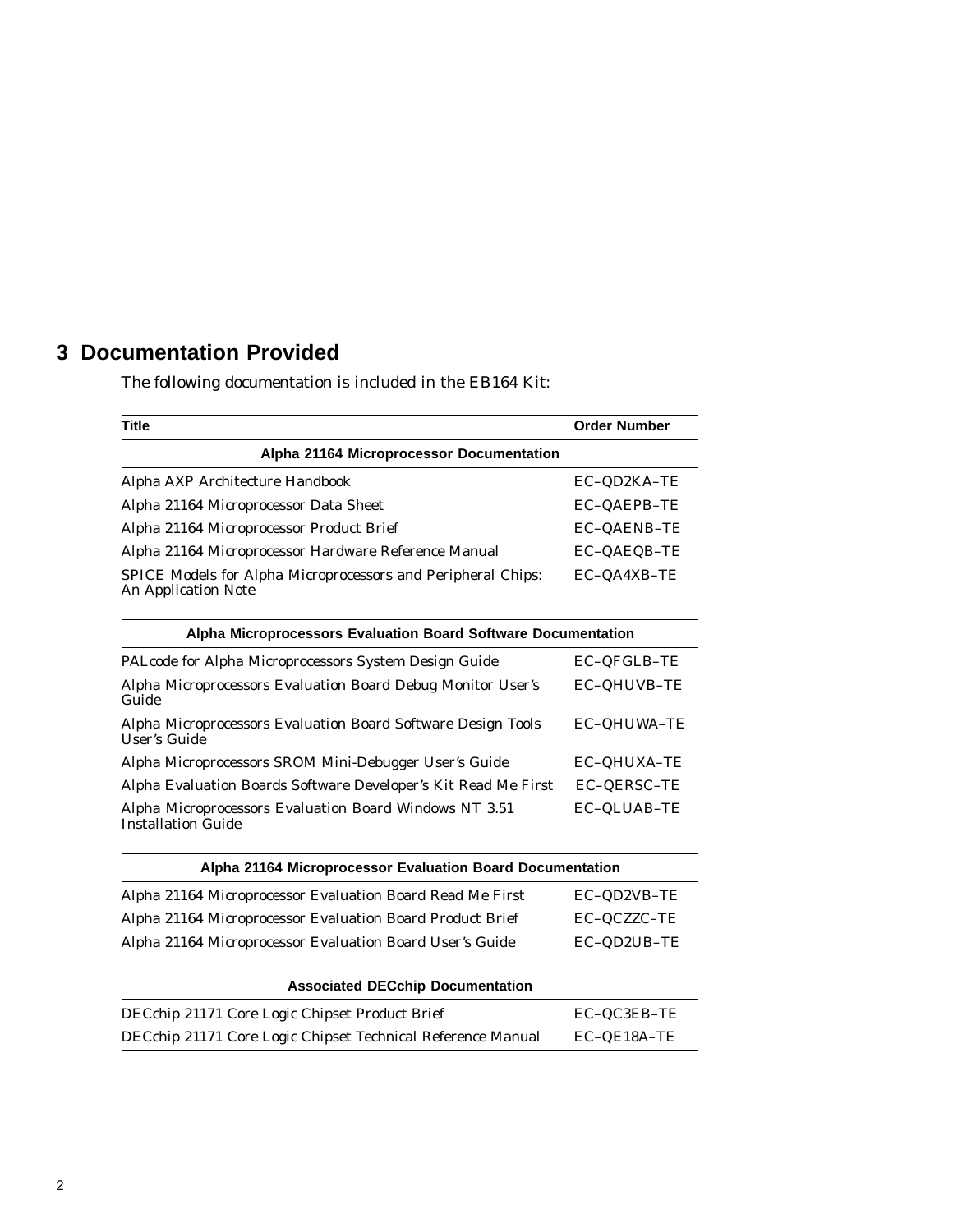# 3 Documentation Provided

The following documentation is included in the EB164 Kit:

| Title | Order Number |
|---|---|
| **Alpha 21164 Microprocessor Documentation** | |
| Alpha AXP Architecture Handbook | EC–QD2KA–TE |
| Alpha 21164 Microprocessor Data Sheet | EC–QAEPB–TE |
| Alpha 21164 Microprocessor Product Brief | EC–QAENB–TE |
| Alpha 21164 Microprocessor Hardware Reference Manual | EC–QAEQB–TE |
| SPICE Models for Alpha Microprocessors and Peripheral Chips: An Application Note | EC–QA4XB–TE |
| **Alpha Microprocessors Evaluation Board Software Documentation** | |
| PALcode for Alpha Microprocessors System Design Guide | EC–QFGLB–TE |
| Alpha Microprocessors Evaluation Board Debug Monitor User's Guide | EC–QHUVB–TE |
| Alpha Microprocessors Evaluation Board Software Design Tools User's Guide | EC–QHUWA–TE |
| Alpha Microprocessors SROM Mini-Debugger User's Guide | EC–QHUXA–TE |
| Alpha Evaluation Boards Software Developer's Kit Read Me First | EC–QERSC–TE |
| Alpha Microprocessors Evaluation Board Windows NT 3.51 Installation Guide | EC–QLUAB–TE |
| **Alpha 21164 Microprocessor Evaluation Board Documentation** | |
| Alpha 21164 Microprocessor Evaluation Board Read Me First | EC–QD2VB–TE |
| Alpha 21164 Microprocessor Evaluation Board Product Brief | EC–QCZZC–TE |
| Alpha 21164 Microprocessor Evaluation Board User's Guide | EC–QD2UB–TE |
| **Associated DECchip Documentation** | |
| DECchip 21171 Core Logic Chipset Product Brief | EC–QC3EB–TE |
| DECchip 21171 Core Logic Chipset Technical Reference Manual | EC–QE18A–TE |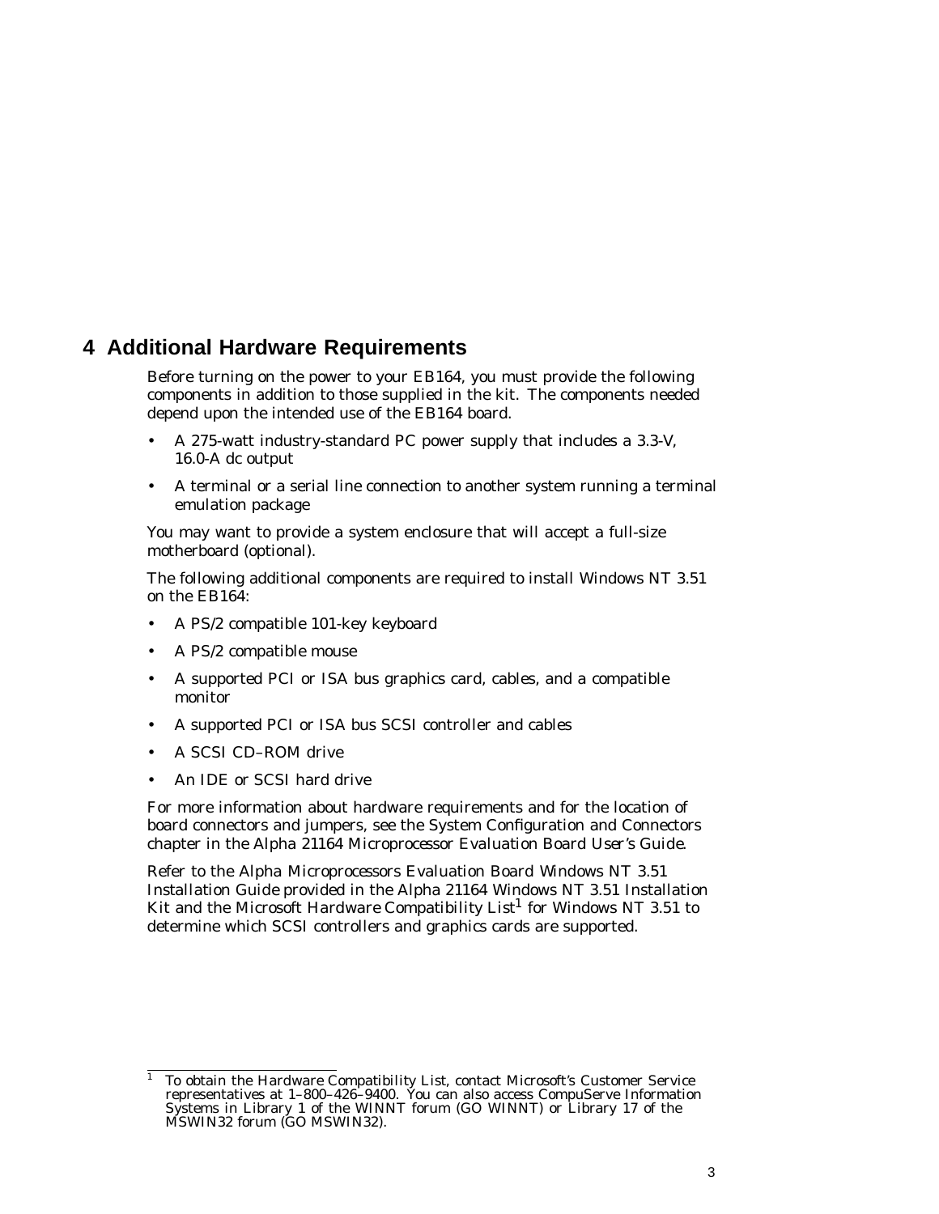# 4 Additional Hardware Requirements

Before turning on the power to your EB164, you must provide the following components in addition to those supplied in the kit. The components needed depend upon the intended use of the EB164 board.

- A 275-watt industry-standard PC power supply that includes a 3.3-V, 16.0-A dc output
- A terminal or a serial line connection to another system running a terminal emulation package

You may want to provide a system enclosure that will accept a full-size motherboard (optional).

The following additional components are required to install Windows NT 3.51 on the EB164:

- A PS/2 compatible 101-key keyboard
- A PS/2 compatible mouse
- A supported PCI or ISA bus graphics card, cables, and a compatible monitor
- A supported PCI or ISA bus SCSI controller and cables
- A SCSI CD–ROM drive
- An IDE or SCSI hard drive

For more information about hardware requirements and for the location of board connectors and jumpers, see the System Configuration and Connectors chapter in the *Alpha 21164 Microprocessor Evaluation Board User's Guide*.

Refer to the Alpha Microprocessors Evaluation Board Windows NT 3.51 Installation Guide provided in the Alpha 21164 Windows NT 3.51 Installation Kit and the Microsoft Hardware Compatibility List[1] for Windows NT 3.51 to determine which SCSI controllers and graphics cards are supported.

---

[1] To obtain the Hardware Compatibility List, contact Microsoft's Customer Service representatives at 1–800–426–9400. You can also access CompuServe Information Systems in Library 1 of the WINNT forum (GO WINNT) or Library 17 of the MSWIN32 forum (GO MSWIN32).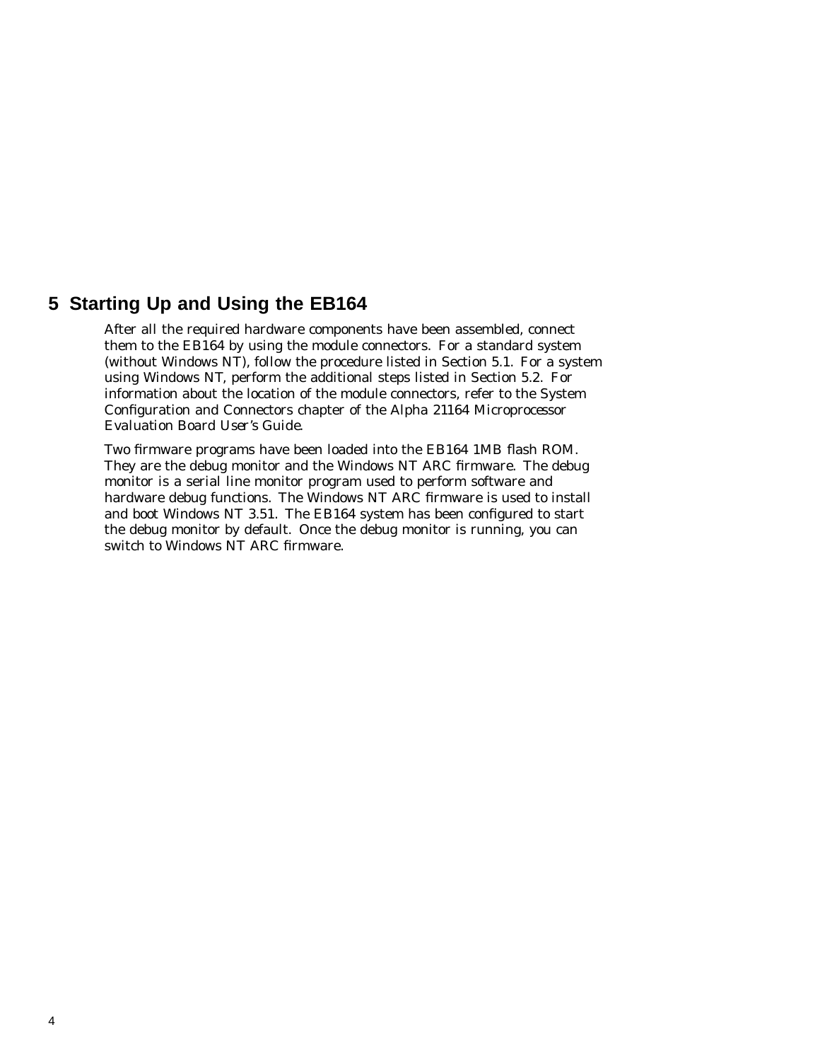# 5 Starting Up and Using the EB164

After all the required hardware components have been assembled, connect them to the EB164 by using the module connectors. For a standard system (without Windows NT), follow the procedure listed in Section 5.1. For a system using Windows NT, perform the additional steps listed in Section 5.2. For information about the location of the module connectors, refer to the System Configuration and Connectors chapter of the *Alpha 21164 Microprocessor Evaluation Board User's Guide*.

Two firmware programs have been loaded into the EB164 1MB flash ROM. They are the debug monitor and the Windows NT ARC firmware. The debug monitor is a serial line monitor program used to perform software and hardware debug functions. The Windows NT ARC firmware is used to install and boot Windows NT 3.51. The EB164 system has been configured to start the debug monitor by default. Once the debug monitor is running, you can switch to Windows NT ARC firmware.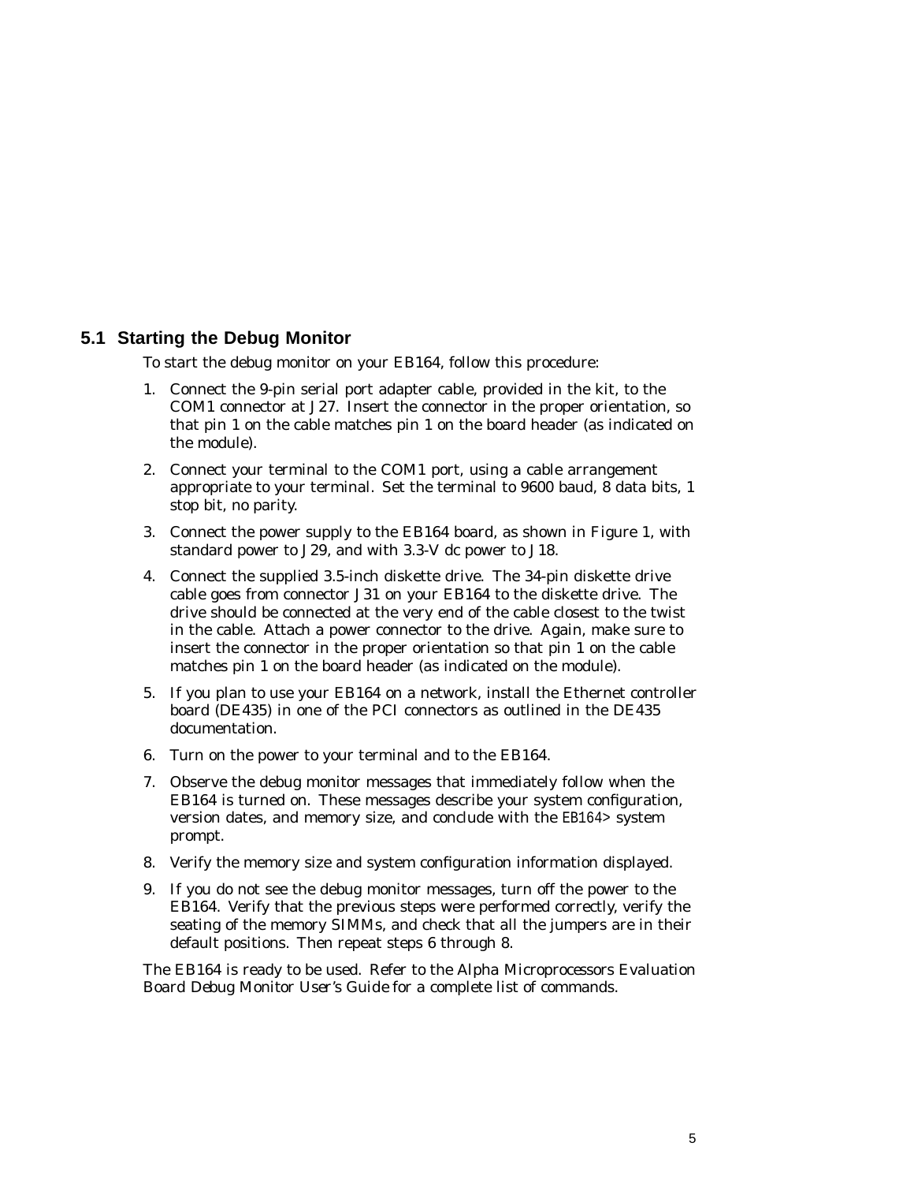## 5.1 Starting the Debug Monitor

To start the debug monitor on your EB164, follow this procedure:

1. Connect the 9-pin serial port adapter cable, provided in the kit, to the COM1 connector at J27. Insert the connector in the proper orientation, so that pin 1 on the cable matches pin 1 on the board header (as indicated on the module).
2. Connect your terminal to the COM1 port, using a cable arrangement appropriate to your terminal. Set the terminal to 9600 baud, 8 data bits, 1 stop bit, no parity.
3. Connect the power supply to the EB164 board, as shown in Figure 1, with standard power to J29, and with 3.3-V dc power to J18.
4. Connect the supplied 3.5-inch diskette drive. The 34-pin diskette drive cable goes from connector J31 on your EB164 to the diskette drive. The drive should be connected at the very end of the cable closest to the twist in the cable. Attach a power connector to the drive. Again, make sure to insert the connector in the proper orientation so that pin 1 on the cable matches pin 1 on the board header (as indicated on the module).
5. If you plan to use your EB164 on a network, install the Ethernet controller board (DE435) in one of the PCI connectors as outlined in the DE435 documentation.
6. Turn on the power to your terminal and to the EB164.
7. Observe the debug monitor messages that immediately follow when the EB164 is turned on. These messages describe your system configuration, version dates, and memory size, and conclude with the `EB164>` system prompt.
8. Verify the memory size and system configuration information displayed.
9. If you do not see the debug monitor messages, turn off the power to the EB164. Verify that the previous steps were performed correctly, verify the seating of the memory SIMMs, and check that all the jumpers are in their default positions. Then repeat steps 6 through 8.

The EB164 is ready to be used. Refer to the *Alpha Microprocessors Evaluation Board Debug Monitor User's Guide* for a complete list of commands.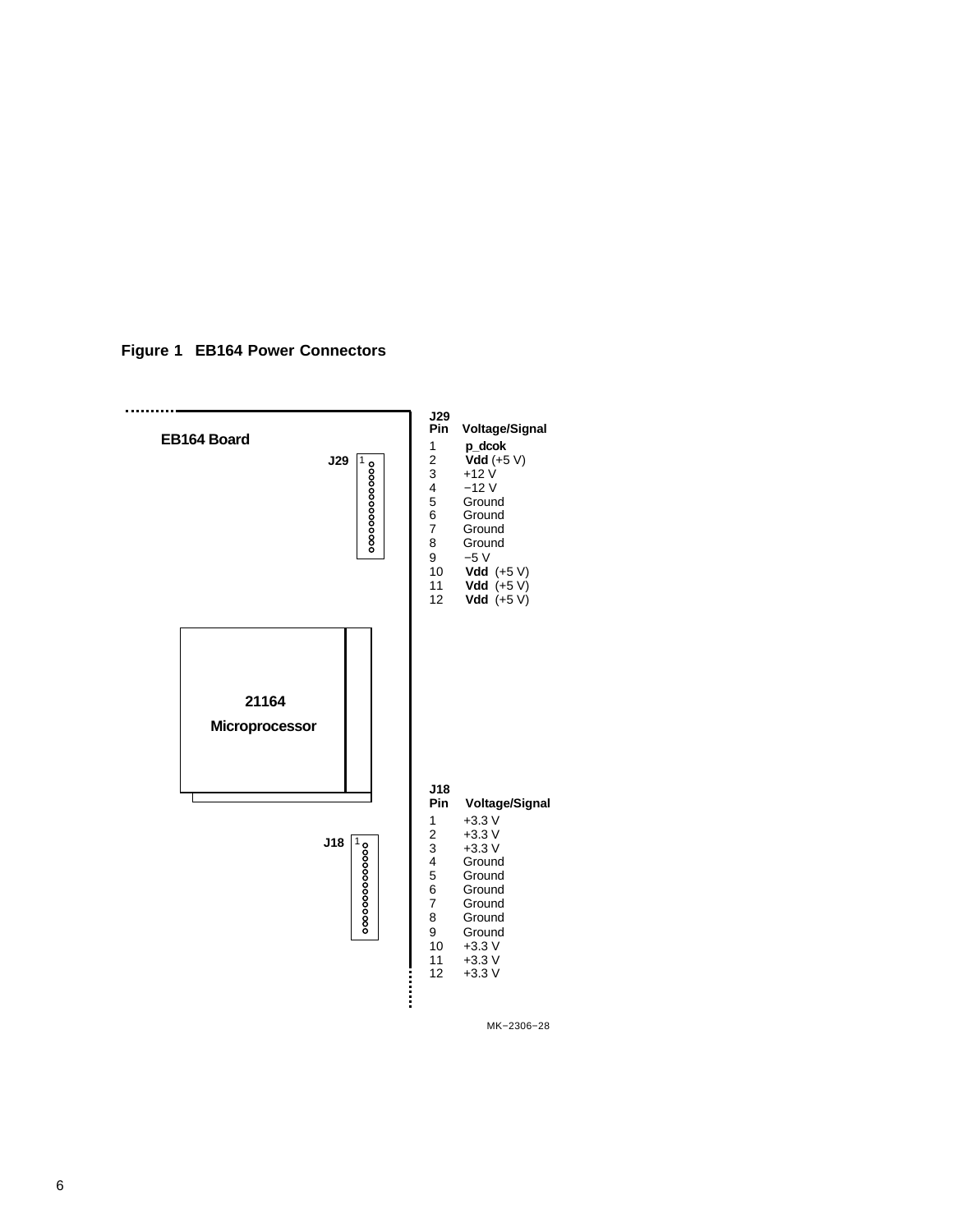**Figure 1 EB164 Power Connectors**

EB164 Board

J29

21164 Microprocessor

J18

| J29 Pin | Voltage/Signal |
| --- | --- |
| 1 | **p_dcok** |
| 2 | **Vdd** (+5 V) |
| 3 | +12 V |
| 4 | −12 V |
| 5 | Ground |
| 6 | Ground |
| 7 | Ground |
| 8 | Ground |
| 9 | −5 V |
| 10 | **Vdd** (+5 V) |
| 11 | **Vdd** (+5 V) |
| 12 | **Vdd** (+5 V) |

| J18 Pin | Voltage/Signal |
| --- | --- |
| 1 | +3.3 V |
| 2 | +3.3 V |
| 3 | +3.3 V |
| 4 | Ground |
| 5 | Ground |
| 6 | Ground |
| 7 | Ground |
| 8 | Ground |
| 9 | Ground |
| 10 | +3.3 V |
| 11 | +3.3 V |
| 12 | +3.3 V |

MK−2306−28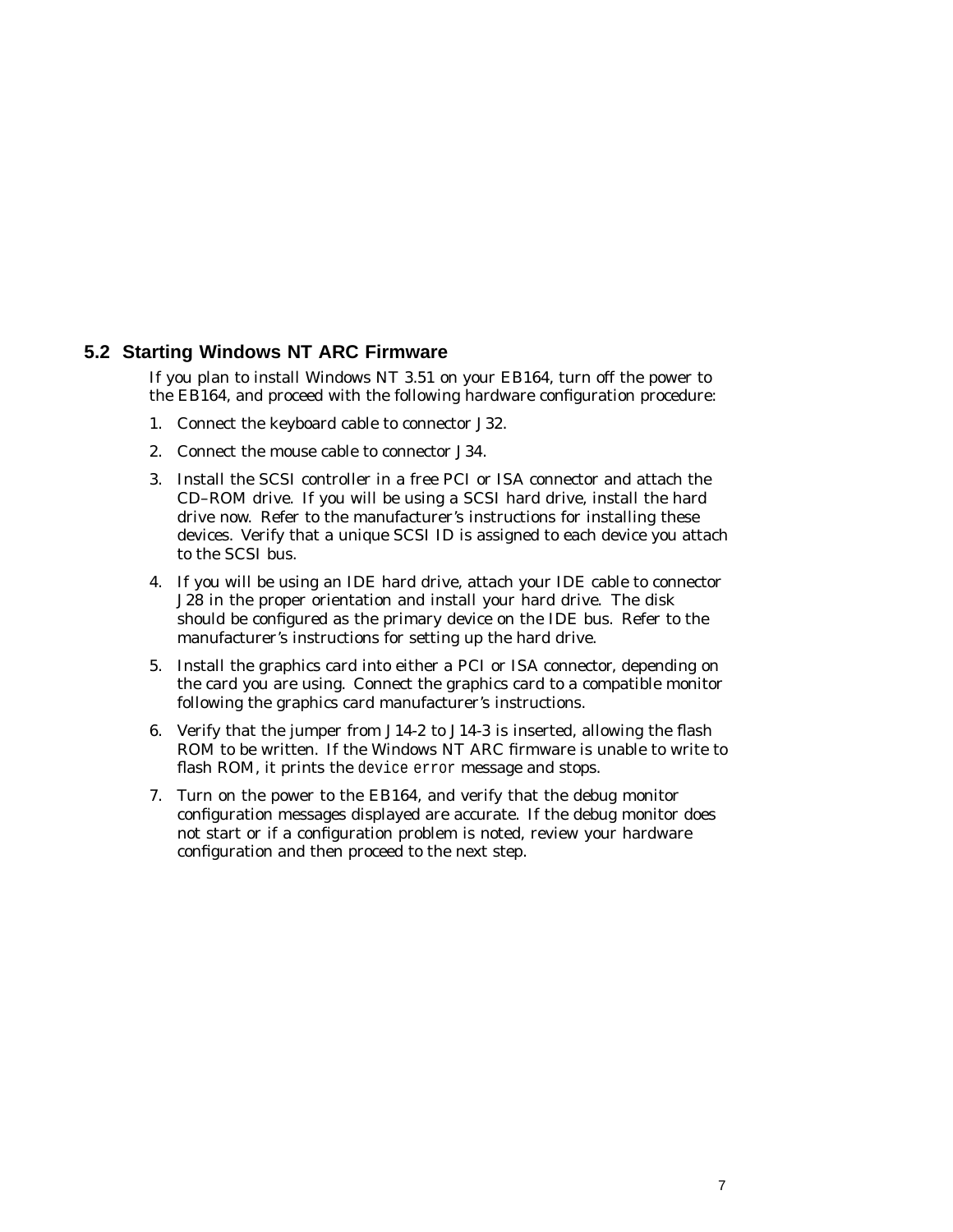## 5.2 Starting Windows NT ARC Firmware

If you plan to install Windows NT 3.51 on your EB164, turn off the power to the EB164, and proceed with the following hardware configuration procedure:

1. Connect the keyboard cable to connector J32.
2. Connect the mouse cable to connector J34.
3. Install the SCSI controller in a free PCI or ISA connector and attach the CD–ROM drive. If you will be using a SCSI hard drive, install the hard drive now. Refer to the manufacturer's instructions for installing these devices. Verify that a unique SCSI ID is assigned to each device you attach to the SCSI bus.
4. If you will be using an IDE hard drive, attach your IDE cable to connector J28 in the proper orientation and install your hard drive. The disk should be configured as the primary device on the IDE bus. Refer to the manufacturer's instructions for setting up the hard drive.
5. Install the graphics card into either a PCI or ISA connector, depending on the card you are using. Connect the graphics card to a compatible monitor following the graphics card manufacturer's instructions.
6. Verify that the jumper from J14-2 to J14-3 is inserted, allowing the flash ROM to be written. If the Windows NT ARC firmware is unable to write to flash ROM, it prints the `device error` message and stops.
7. Turn on the power to the EB164, and verify that the debug monitor configuration messages displayed are accurate. If the debug monitor does not start or if a configuration problem is noted, review your hardware configuration and then proceed to the next step.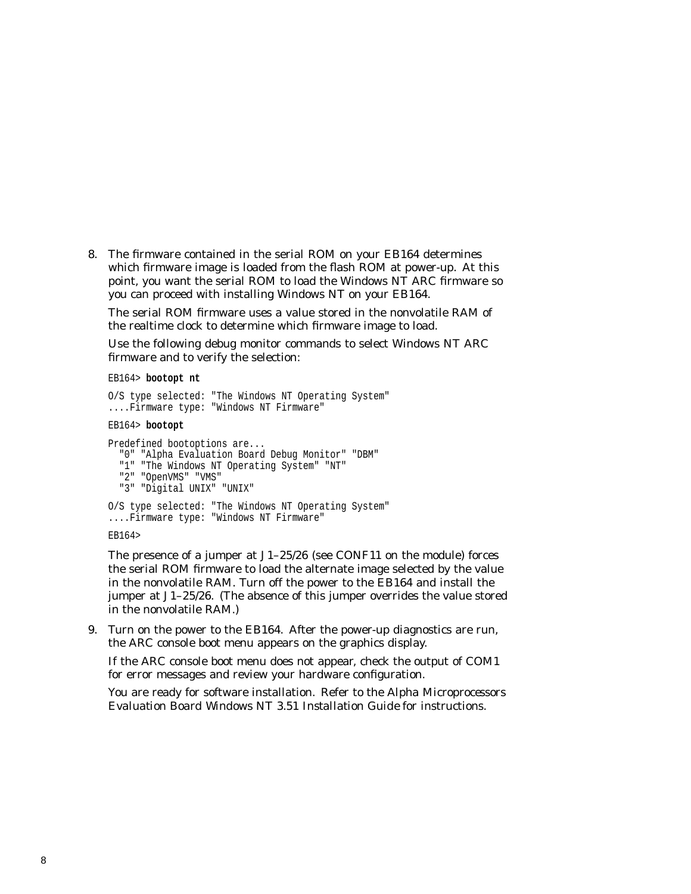8. The firmware contained in the serial ROM on your EB164 determines which firmware image is loaded from the flash ROM at power-up. At this point, you want the serial ROM to load the Windows NT ARC firmware so you can proceed with installing Windows NT on your EB164.

   The serial ROM firmware uses a value stored in the nonvolatile RAM of the realtime clock to determine which firmware image to load.

   Use the following debug monitor commands to select Windows NT ARC firmware and to verify the selection:

   ```
   EB164> bootopt nt

   O/S type selected: "The Windows NT Operating System"
   ....Firmware type: "Windows NT Firmware"

   EB164> bootopt

   Predefined bootoptions are...
     "0" "Alpha Evaluation Board Debug Monitor" "DBM"
     "1" "The Windows NT Operating System" "NT"
     "2" "OpenVMS" "VMS"
     "3" "Digital UNIX" "UNIX"

   O/S type selected: "The Windows NT Operating System"
   ....Firmware type: "Windows NT Firmware"

   EB164>
   ```

   The presence of a jumper at J1–25/26 (see CONF11 on the module) forces the serial ROM firmware to load the alternate image selected by the value in the nonvolatile RAM. Turn off the power to the EB164 and install the jumper at J1–25/26. (The absence of this jumper overrides the value stored in the nonvolatile RAM.)

9. Turn on the power to the EB164. After the power-up diagnostics are run, the ARC console boot menu appears on the graphics display.

   If the ARC console boot menu does not appear, check the output of COM1 for error messages and review your hardware configuration.

   You are ready for software installation. Refer to the *Alpha Microprocessors Evaluation Board Windows NT 3.51 Installation Guide* for instructions.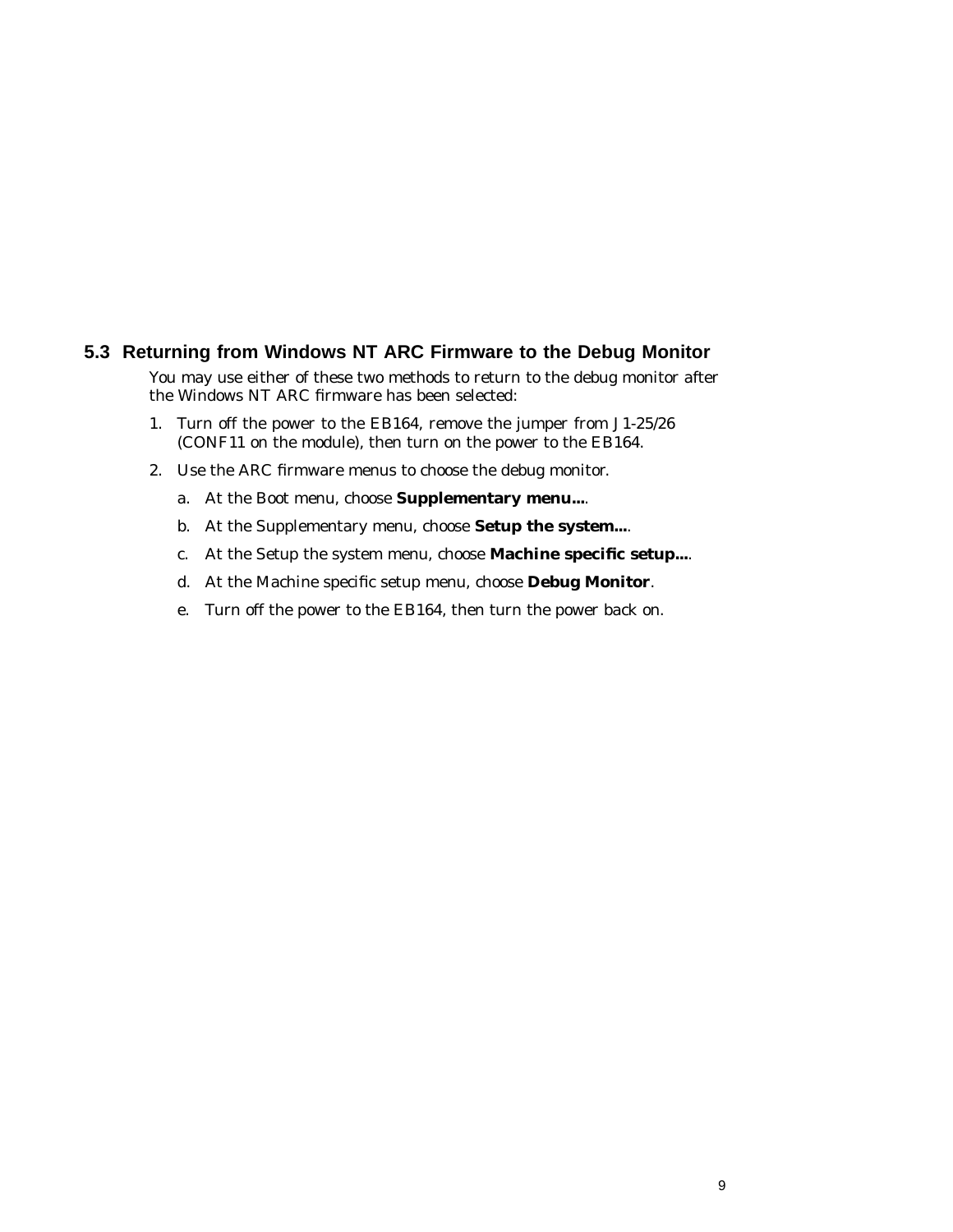## 5.3 Returning from Windows NT ARC Firmware to the Debug Monitor

You may use either of these two methods to return to the debug monitor after the Windows NT ARC firmware has been selected:

1. Turn off the power to the EB164, remove the jumper from J1-25/26 (CONF11 on the module), then turn on the power to the EB164.
2. Use the ARC firmware menus to choose the debug monitor.
   a. At the Boot menu, choose **Supplementary menu...**.
   b. At the Supplementary menu, choose **Setup the system...**.
   c. At the Setup the system menu, choose **Machine specific setup...**.
   d. At the Machine specific setup menu, choose **Debug Monitor**.
   e. Turn off the power to the EB164, then turn the power back on.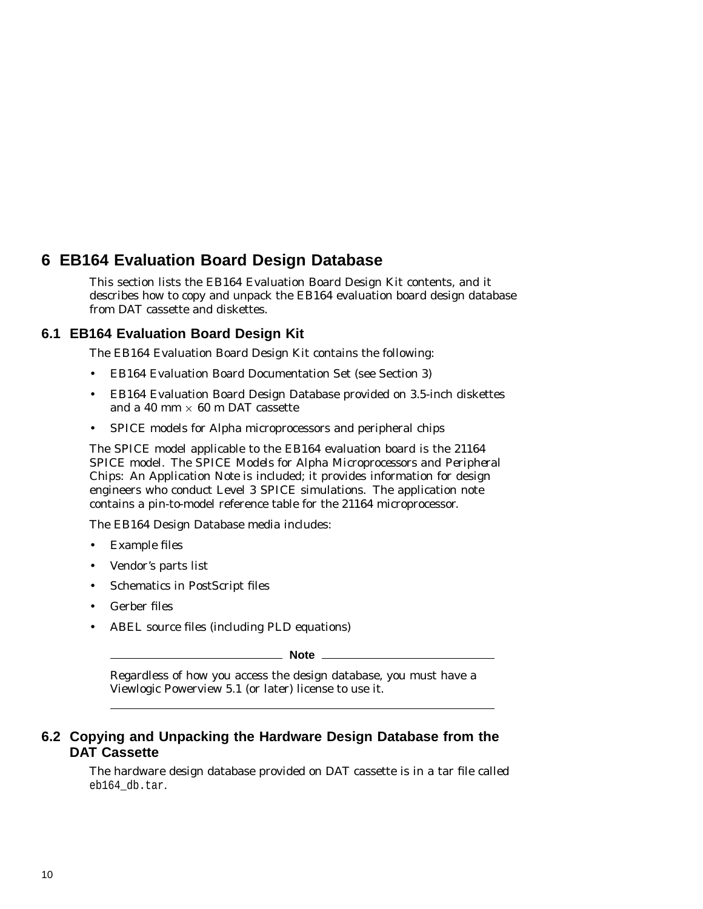# 6 EB164 Evaluation Board Design Database

This section lists the EB164 Evaluation Board Design Kit contents, and it describes how to copy and unpack the EB164 evaluation board design database from DAT cassette and diskettes.

## 6.1 EB164 Evaluation Board Design Kit

The EB164 Evaluation Board Design Kit contains the following:

- EB164 Evaluation Board Documentation Set (see Section 3)
- EB164 Evaluation Board Design Database provided on 3.5-inch diskettes and a 40 mm $\times$ 60 m DAT cassette
- SPICE models for Alpha microprocessors and peripheral chips

The SPICE model applicable to the EB164 evaluation board is the 21164 SPICE model. The *SPICE Models for Alpha Microprocessors and Peripheral Chips: An Application Note* is included; it provides information for design engineers who conduct Level 3 SPICE simulations. The application note contains a pin-to-model reference table for the 21164 microprocessor.

The EB164 Design Database media includes:

- Example files
- Vendor's parts list
- Schematics in PostScript files
- Gerber files
- ABEL source files (including PLD equations)

**Note**

Regardless of how you access the design database, you must have a Viewlogic Powerview 5.1 (or later) license to use it.

## 6.2 Copying and Unpacking the Hardware Design Database from the DAT Cassette

The hardware design database provided on DAT cassette is in a tar file called `eb164_db.tar`.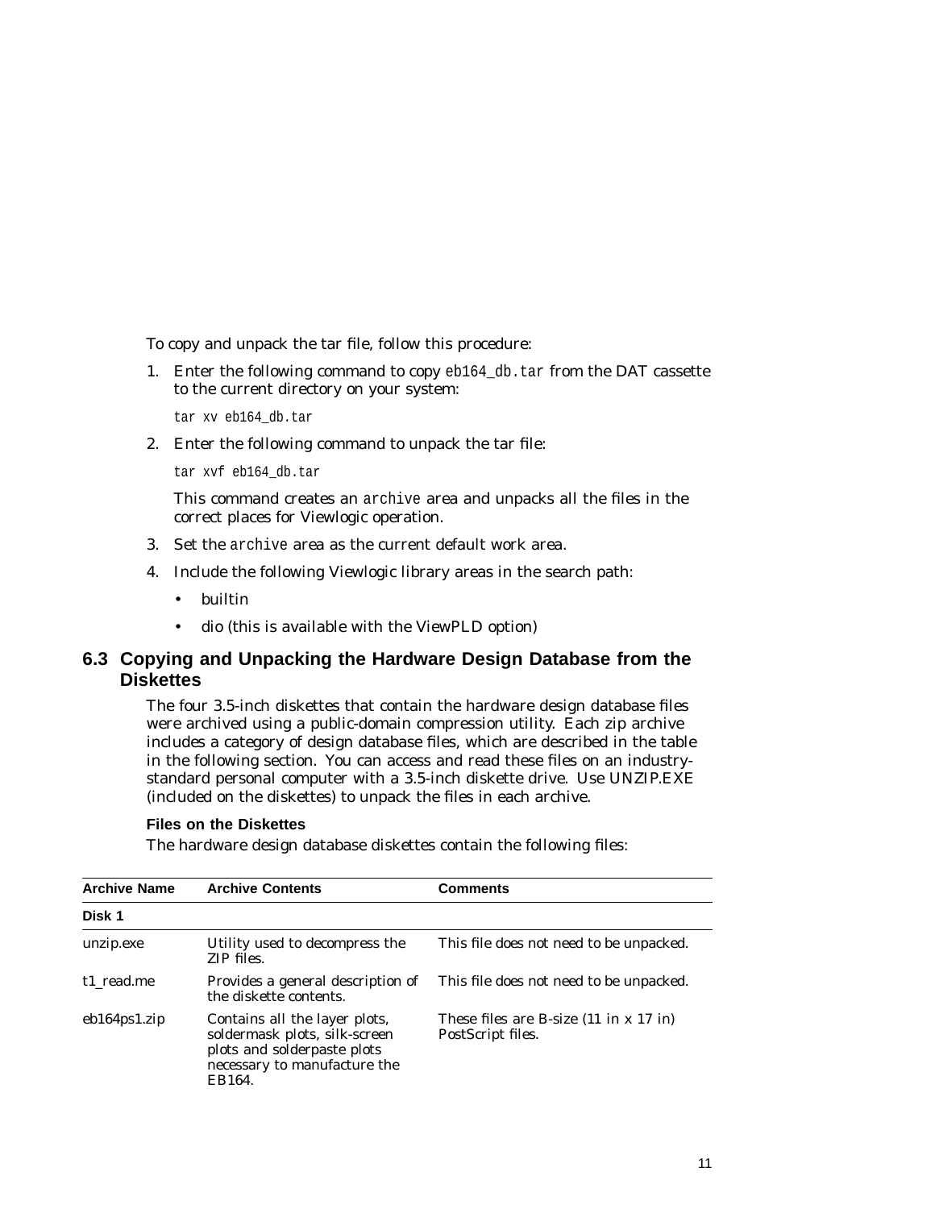To copy and unpack the tar file, follow this procedure:

1. Enter the following command to copy `eb164_db.tar` from the DAT cassette to the current directory on your system:

   ```
   tar xv eb164_db.tar
   ```

2. Enter the following command to unpack the tar file:

   ```
   tar xvf eb164_db.tar
   ```

   This command creates an `archive` area and unpacks all the files in the correct places for Viewlogic operation.

3. Set the `archive` area as the current default work area.
4. Include the following Viewlogic library areas in the search path:
   - builtin
   - dio (this is available with the ViewPLD option)

## 6.3 Copying and Unpacking the Hardware Design Database from the Diskettes

The four 3.5-inch diskettes that contain the hardware design database files were archived using a public-domain compression utility. Each zip archive includes a category of design database files, which are described in the table in the following section. You can access and read these files on an industry-standard personal computer with a 3.5-inch diskette drive. Use UNZIP.EXE (included on the diskettes) to unpack the files in each archive.

### Files on the Diskettes

The hardware design database diskettes contain the following files:

| Archive Name | Archive Contents | Comments |
| --- | --- | --- |
| **Disk 1** | | |
| unzip.exe | Utility used to decompress the ZIP files. | This file does not need to be unpacked. |
| t1_read.me | Provides a general description of the diskette contents. | This file does not need to be unpacked. |
| eb164ps1.zip | Contains all the layer plots, soldermask plots, silk-screen plots and solderpaste plots necessary to manufacture the EB164. | These files are B-size (11 in x 17 in) PostScript files. |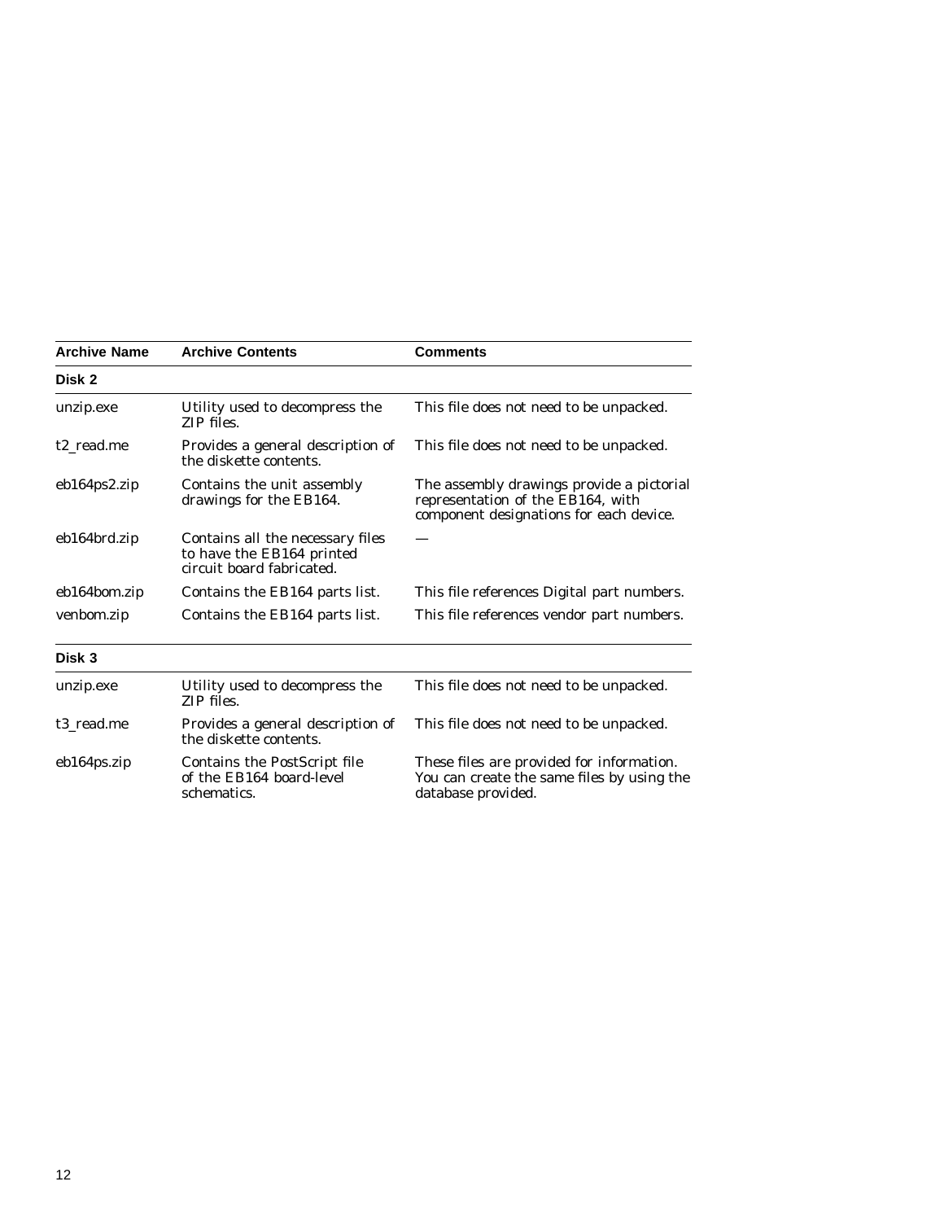| Archive Name | Archive Contents | Comments |
|---|---|---|
| **Disk 2** | | |
| unzip.exe | Utility used to decompress the ZIP files. | This file does not need to be unpacked. |
| t2_read.me | Provides a general description of the diskette contents. | This file does not need to be unpacked. |
| eb164ps2.zip | Contains the unit assembly drawings for the EB164. | The assembly drawings provide a pictorial representation of the EB164, with component designations for each device. |
| eb164brd.zip | Contains all the necessary files to have the EB164 printed circuit board fabricated. | — |
| eb164bom.zip | Contains the EB164 parts list. | This file references Digital part numbers. |
| venbom.zip | Contains the EB164 parts list. | This file references vendor part numbers. |
| **Disk 3** | | |
| unzip.exe | Utility used to decompress the ZIP files. | This file does not need to be unpacked. |
| t3_read.me | Provides a general description of the diskette contents. | This file does not need to be unpacked. |
| eb164ps.zip | Contains the PostScript file of the EB164 board-level schematics. | These files are provided for information. You can create the same files by using the database provided. |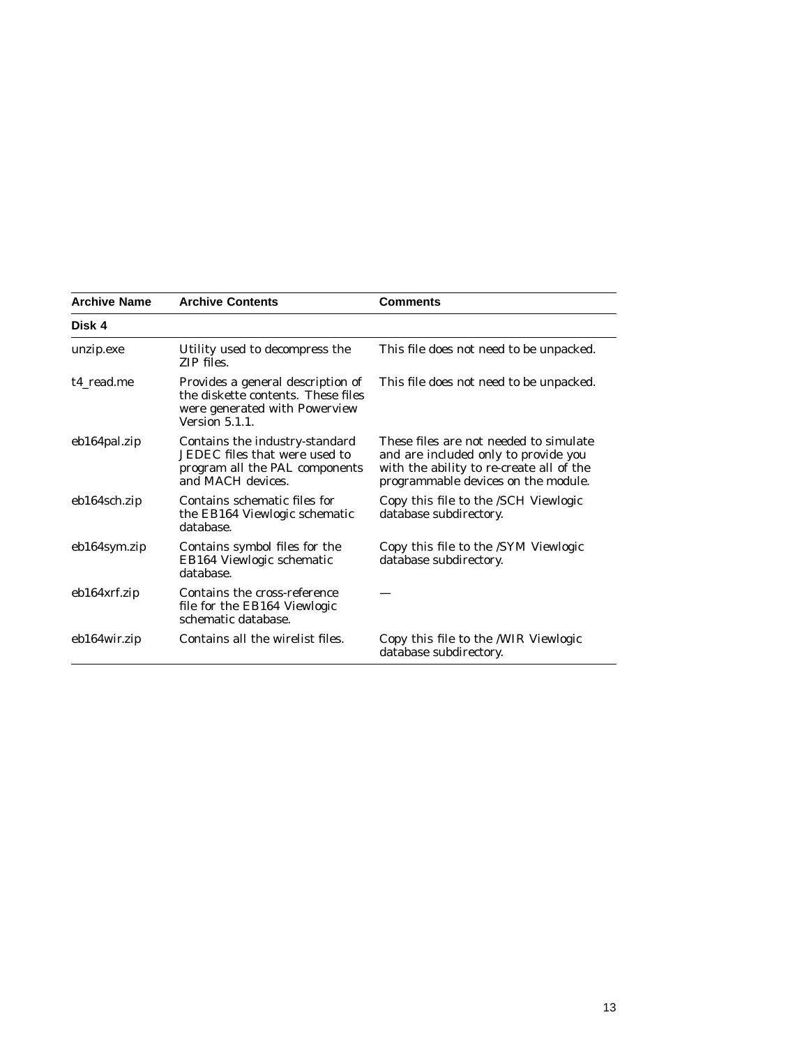| Archive Name | Archive Contents | Comments |
| --- | --- | --- |
| **Disk 4** | | |
| unzip.exe | Utility used to decompress the ZIP files. | This file does not need to be unpacked. |
| t4_read.me | Provides a general description of the diskette contents. These files were generated with Powerview Version 5.1.1. | This file does not need to be unpacked. |
| eb164pal.zip | Contains the industry-standard JEDEC files that were used to program all the PAL components and MACH devices. | These files are not needed to simulate and are included only to provide you with the ability to re-create all of the programmable devices on the module. |
| eb164sch.zip | Contains schematic files for the EB164 Viewlogic schematic database. | Copy this file to the /SCH Viewlogic database subdirectory. |
| eb164sym.zip | Contains symbol files for the EB164 Viewlogic schematic database. | Copy this file to the /SYM Viewlogic database subdirectory. |
| eb164xrf.zip | Contains the cross-reference file for the EB164 Viewlogic schematic database. | — |
| eb164wir.zip | Contains all the wirelist files. | Copy this file to the /WIR Viewlogic database subdirectory. |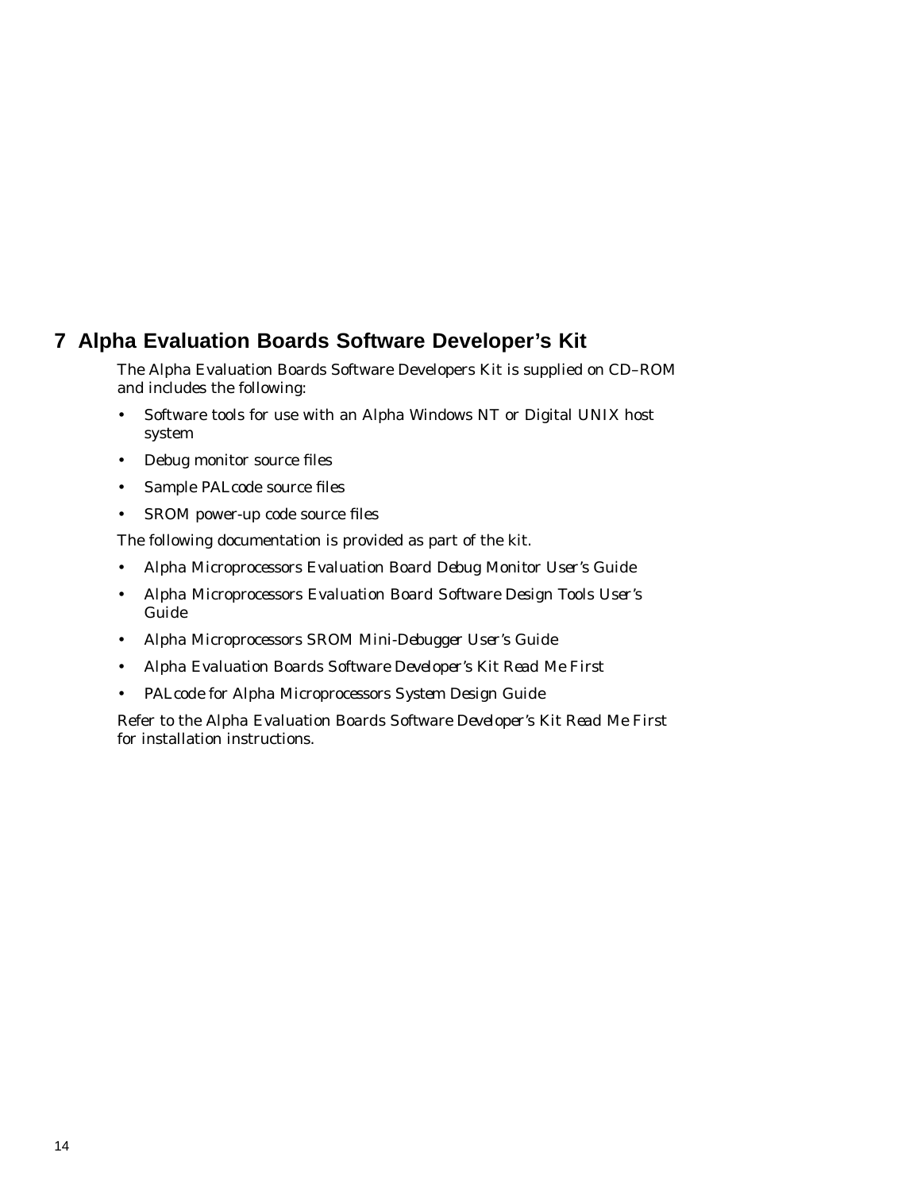# 7 Alpha Evaluation Boards Software Developer's Kit

The Alpha Evaluation Boards Software Developers Kit is supplied on CD–ROM and includes the following:

- Software tools for use with an Alpha Windows NT or Digital UNIX host system
- Debug monitor source files
- Sample PALcode source files
- SROM power-up code source files

The following documentation is provided as part of the kit.

- *Alpha Microprocessors Evaluation Board Debug Monitor User's Guide*
- *Alpha Microprocessors Evaluation Board Software Design Tools User's Guide*
- *Alpha Microprocessors SROM Mini-Debugger User's Guide*
- *Alpha Evaluation Boards Software Developer's Kit Read Me First*
- *PALcode for Alpha Microprocessors System Design Guide*

Refer to the *Alpha Evaluation Boards Software Developer's Kit Read Me First* for installation instructions.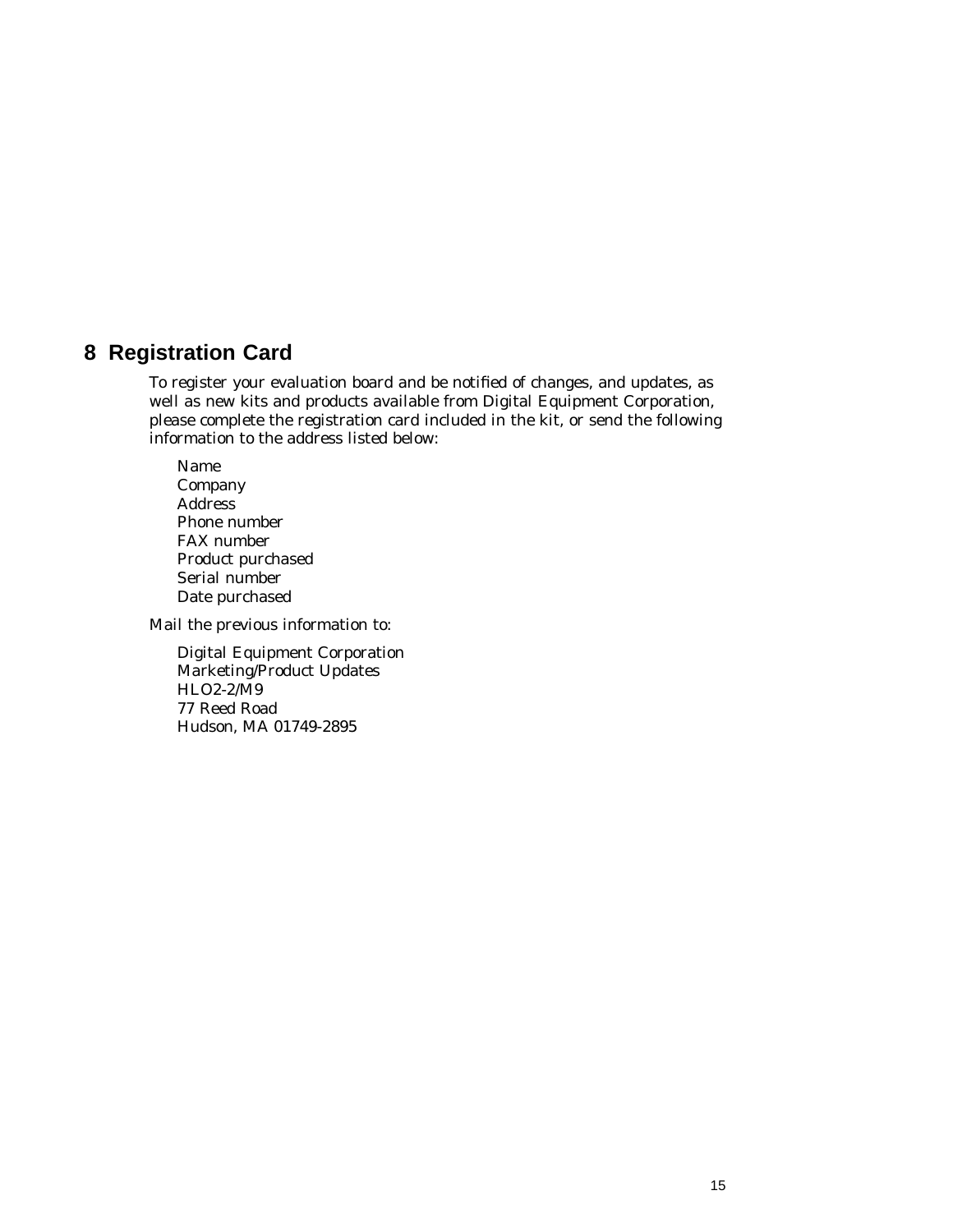## 8 Registration Card

To register your evaluation board and be notified of changes, and updates, as well as new kits and products available from Digital Equipment Corporation, please complete the registration card included in the kit, or send the following information to the address listed below:

Name
Company
Address
Phone number
FAX number
Product purchased
Serial number
Date purchased

Mail the previous information to:

Digital Equipment Corporation
Marketing/Product Updates
HLO2-2/M9
77 Reed Road
Hudson, MA 01749-2895